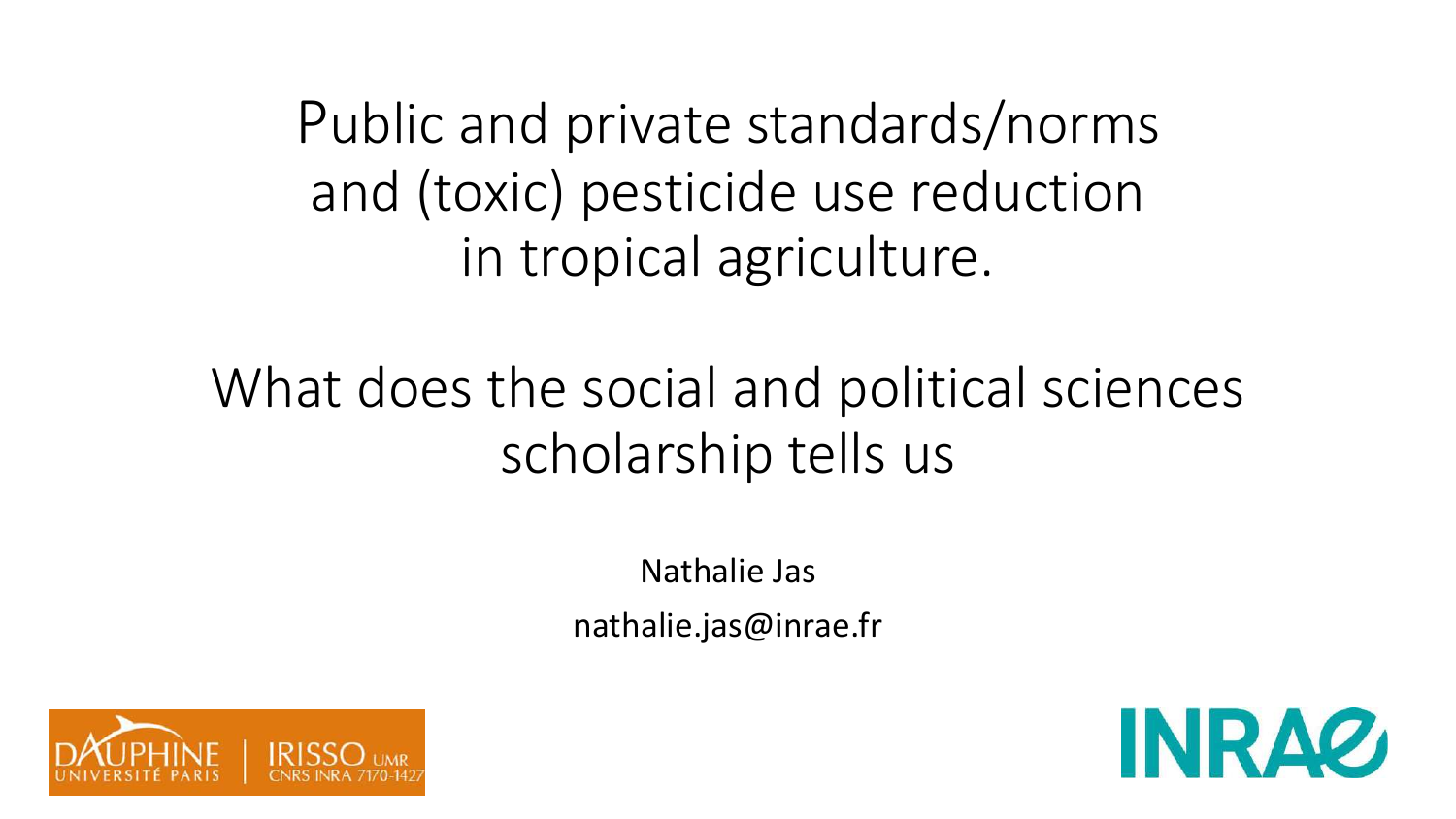# Public and private standards/norms and (toxic) pesticide use reduction in tropical agriculture.

## What does the social and political sciences scholarship tells us

Nathalie Jas

nathalie.jas@inrae.fr

DAUPHINE UNIVERSITÉ PARIS | IRISSO UMR CNRS INRA 7170-1427

INRAE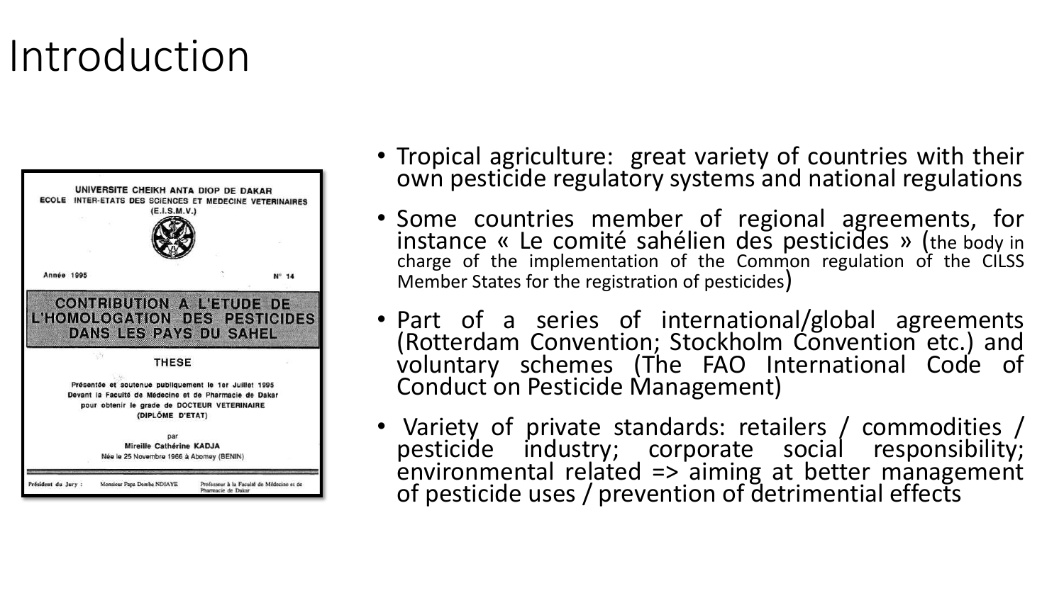# Introduction

UNIVERSITE CHEIKH ANTA DIOP DE DAKAR
ECOLE INTER-ETATS DES SCIENCES ET MEDECINE VETERINAIRES
(E.I.S.M.V.)

Année 1995 N° 14

**CONTRIBUTION A L'ETUDE DE L'HOMOLOGATION DES PESTICIDES DANS LES PAYS DU SAHEL**

THESE

Présentée et soutenue publiquement le 1er Juillet 1995
Devant la Faculté de Médecine et de Pharmacie de Dakar
pour obtenir le grade de DOCTEUR VETERINAIRE
(DIPLÔME D'ETAT)

par
Mireille Cathérine KADJA
Née le 25 Novembre 1966 à Abomey (BENIN)

Président du Jury : Monsieur Papa Demba NDIAYE Professeur à la Faculté de Médecine et de Pharmacie de Dakar

- Tropical agriculture: great variety of countries with their own pesticide regulatory systems and national regulations
- Some countries member of regional agreements, for instance « Le comité sahélien des pesticides » (the body in charge of the implementation of the Common regulation of the CILSS Member States for the registration of pesticides)
- Part of a series of international/global agreements (Rotterdam Convention; Stockholm Convention etc.) and voluntary schemes (The FAO International Code of Conduct on Pesticide Management)
- Variety of private standards: retailers / commodities / pesticide industry; corporate social responsibility; environmental related => aiming at better management of pesticide uses / prevention of detrimental effects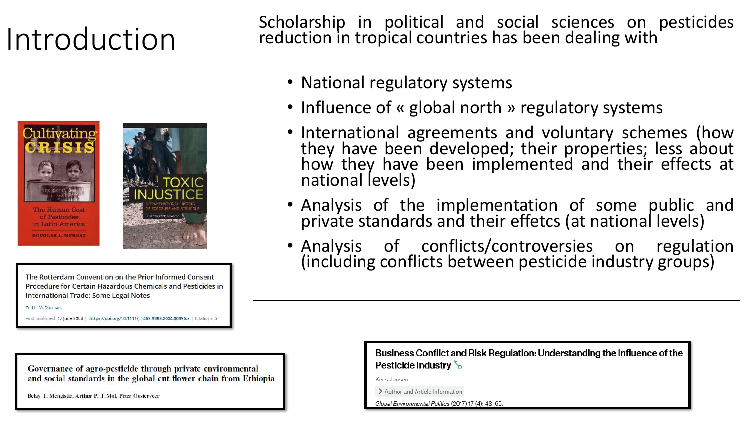# Introduction

Scholarship in political and social sciences on pesticides reduction in tropical countries has been dealing with

- National regulatory systems
- Influence of « global north » regulatory systems
- International agreements and voluntary schemes (how they have been developed; their properties; less about how they have been implemented and their effects at national levels)
- Analysis of the implementation of some public and private standards and their effetcs (at national levels)
- Analysis of conflicts/controversies on regulation (including conflicts between pesticide industry groups)

Cultivating Crisis: The Human Cost of Pesticides in Latin America — Douglas L. Murray

Toxic Injustice: A Transnational History of Exposure and Struggle

The Rotterdam Convention on the Prior Informed Consent Procedure for Certain Hazardous Chemicals and Pesticides in International Trade: Some Legal Notes

Ted L. McDorman

First published: 17 June 2004 | https://doi.org/10.1111/j.1467-9388.2004.00396.x | Citations: 5

Governance of agro-pesticide through private environmental and social standards in the global cut flower chain from Ethiopia

Belay T. Mengistie, Arthur P. J. Mol, Peter Oosterveer

Business Conflict and Risk Regulation: Understanding the Influence of the Pesticide Industry

Kees Jansen

Author and Article Information

*Global Environmental Politics* (2017) 17 (4): 48–66.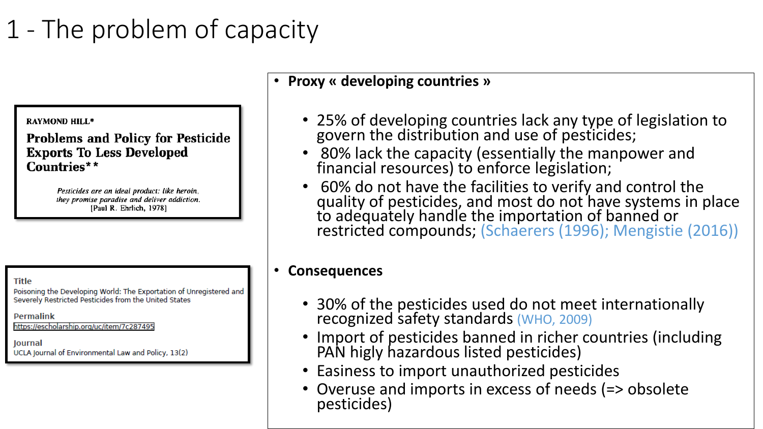# 1 - The problem of capacity

RAYMOND HILL*

**Problems and Policy for Pesticide Exports To Less Developed Countries****

*Pesticides are an ideal product: like heroin, they promise paradise and deliver addiction.*
[Paul R. Ehrlich, 1978]

Title
Poisoning the Developing World: The Exportation of Unregistered and Severely Restricted Pesticides from the United States

Permalink
https://escholarship.org/uc/item/7c287495

Journal
UCLA Journal of Environmental Law and Policy, 13(2)

- **Proxy « developing countries »**
  - 25% of developing countries lack any type of legislation to govern the distribution and use of pesticides;
  - 80% lack the capacity (essentially the manpower and financial resources) to enforce legislation;
  - 60% do not have the facilities to verify and control the quality of pesticides, and most do not have systems in place to adequately handle the importation of banned or restricted compounds; (Schaerers (1996); Mengistie (2016))

- **Consequences**
  - 30% of the pesticides used do not meet internationally recognized safety standards (WHO, 2009)
  - Import of pesticides banned in richer countries (including PAN higly hazardous listed pesticides)
  - Easiness to import unauthorized pesticides
  - Overuse and imports in excess of needs (=> obsolete pesticides)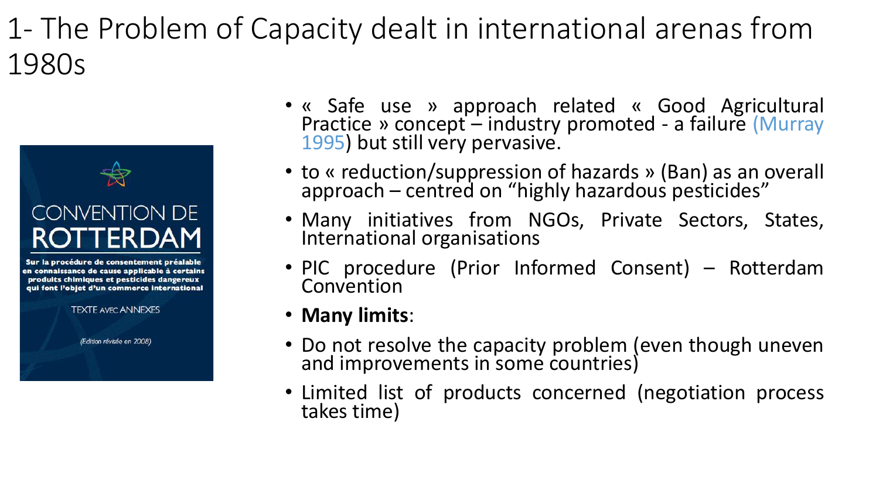# 1- The Problem of Capacity dealt in international arenas from 1980s

- « Safe use » approach related « Good Agricultural Practice » concept – industry promoted - a failure (Murray 1995) but still very pervasive.
- to « reduction/suppression of hazards » (Ban) as an overall approach – centred on "highly hazardous pesticides"
- Many initiatives from NGOs, Private Sectors, States, International organisations
- PIC procedure (Prior Informed Consent) – Rotterdam Convention
- **Many limits**:
- Do not resolve the capacity problem (even though uneven and improvements in some countries)
- Limited list of products concerned (negotiation process takes time)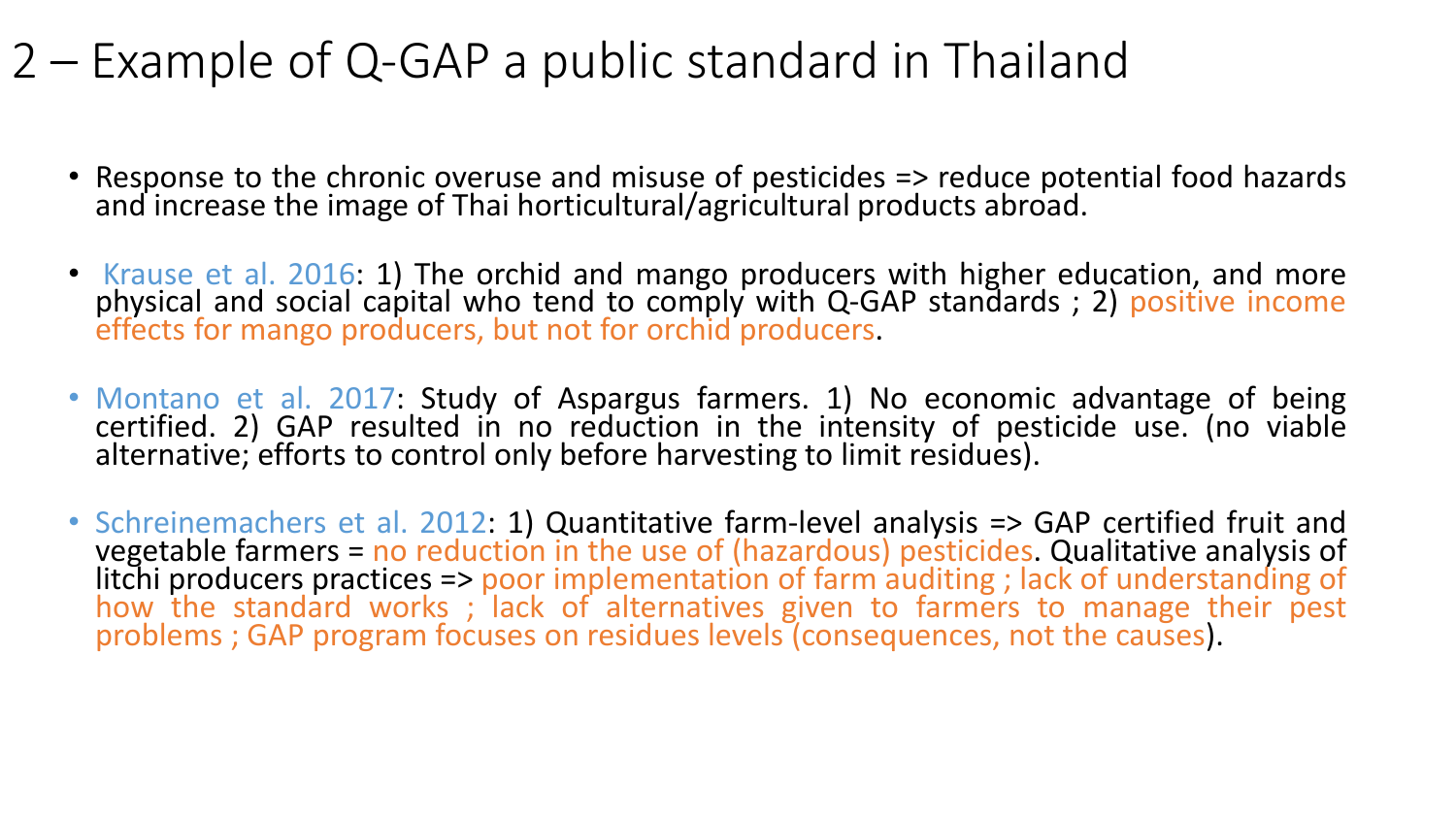# 2 – Example of Q-GAP a public standard in Thailand

- Response to the chronic overuse and misuse of pesticides => reduce potential food hazards and increase the image of Thai horticultural/agricultural products abroad.

- Krause et al. 2016: 1) The orchid and mango producers with higher education, and more physical and social capital who tend to comply with Q-GAP standards ; 2) positive income effects for mango producers, but not for orchid producers.

- Montano et al. 2017: Study of Aspargus farmers. 1) No economic advantage of being certified. 2) GAP resulted in no reduction in the intensity of pesticide use. (no viable alternative; efforts to control only before harvesting to limit residues).

- Schreinemachers et al. 2012: 1) Quantitative farm-level analysis => GAP certified fruit and vegetable farmers = no reduction in the use of (hazardous) pesticides. Qualitative analysis of litchi producers practices => poor implementation of farm auditing ; lack of understanding of how the standard works ; lack of alternatives given to farmers to manage their pest problems ; GAP program focuses on residues levels (consequences, not the causes).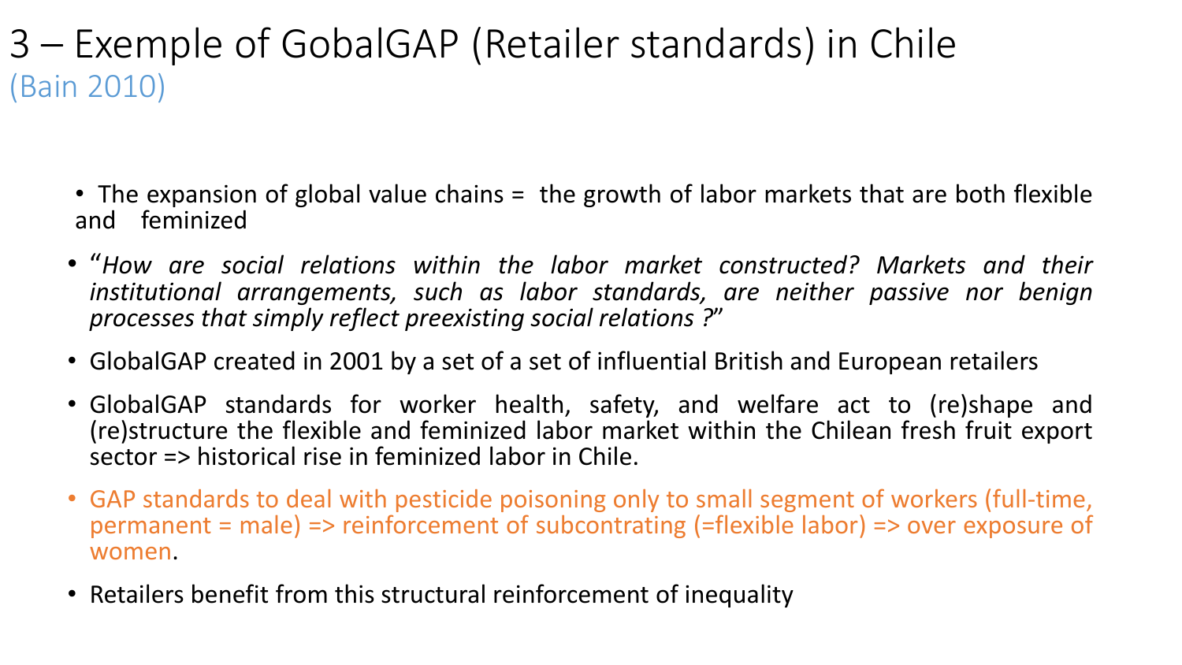# 3 – Exemple of GobalGAP (Retailer standards) in Chile

(Bain 2010)

- The expansion of global value chains = the growth of labor markets that are both flexible and feminized
- "*How are social relations within the labor market constructed? Markets and their institutional arrangements, such as labor standards, are neither passive nor benign processes that simply reflect preexisting social relations ?*"
- GlobalGAP created in 2001 by a set of a set of influential British and European retailers
- GlobalGAP standards for worker health, safety, and welfare act to (re)shape and (re)structure the flexible and feminized labor market within the Chilean fresh fruit export sector => historical rise in feminized labor in Chile.
- GAP standards to deal with pesticide poisoning only to small segment of workers (full-time, permanent = male) => reinforcement of subcontrating (=flexible labor) => over exposure of women.
- Retailers benefit from this structural reinforcement of inequality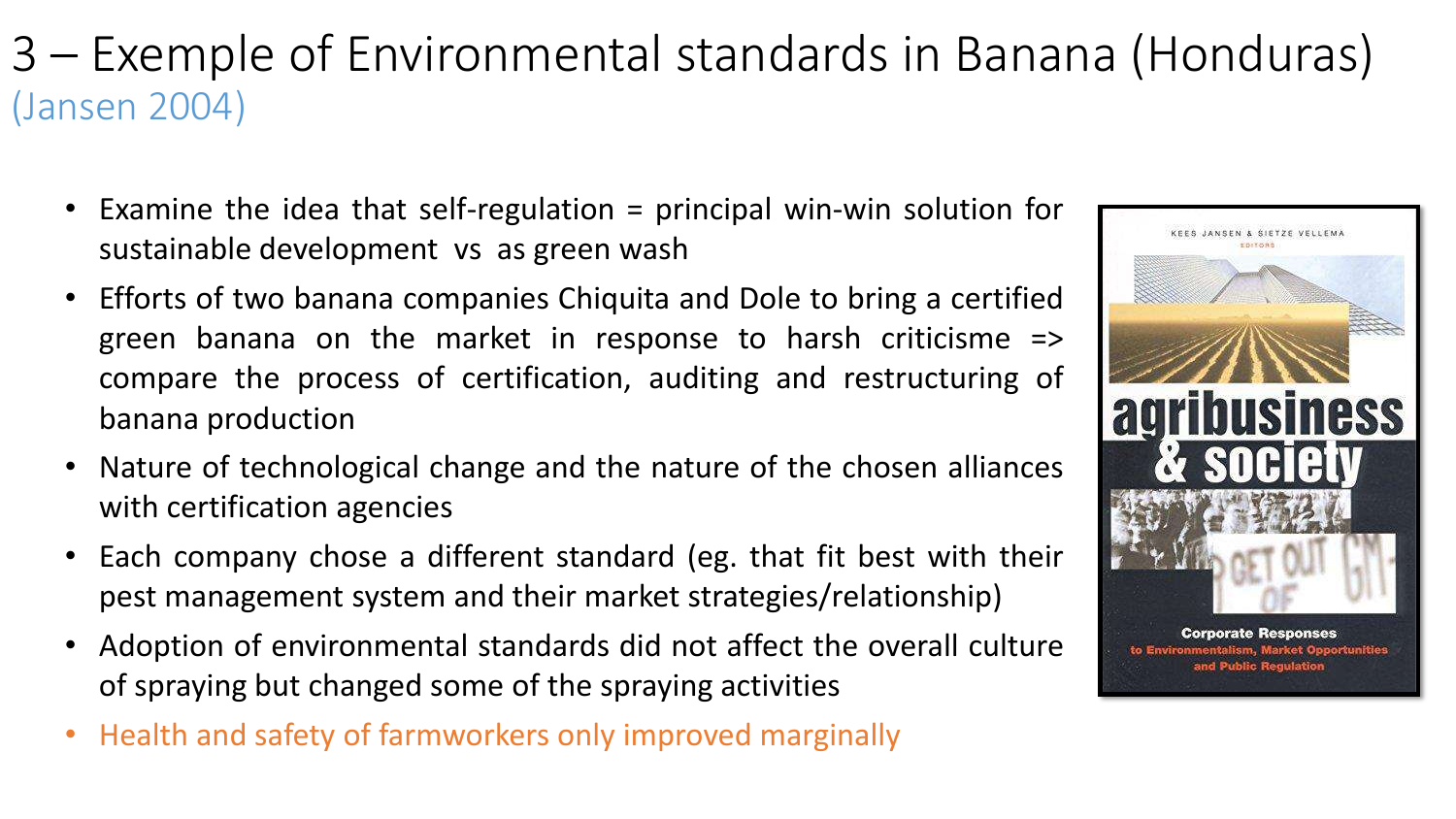# 3 – Exemple of Environmental standards in Banana (Honduras)

(Jansen 2004)

- Examine the idea that self-regulation = principal win-win solution for sustainable development vs as green wash
- Efforts of two banana companies Chiquita and Dole to bring a certified green banana on the market in response to harsh criticisme => compare the process of certification, auditing and restructuring of banana production
- Nature of technological change and the nature of the chosen alliances with certification agencies
- Each company chose a different standard (eg. that fit best with their pest management system and their market strategies/relationship)
- Adoption of environmental standards did not affect the overall culture of spraying but changed some of the spraying activities
- Health and safety of farmworkers only improved marginally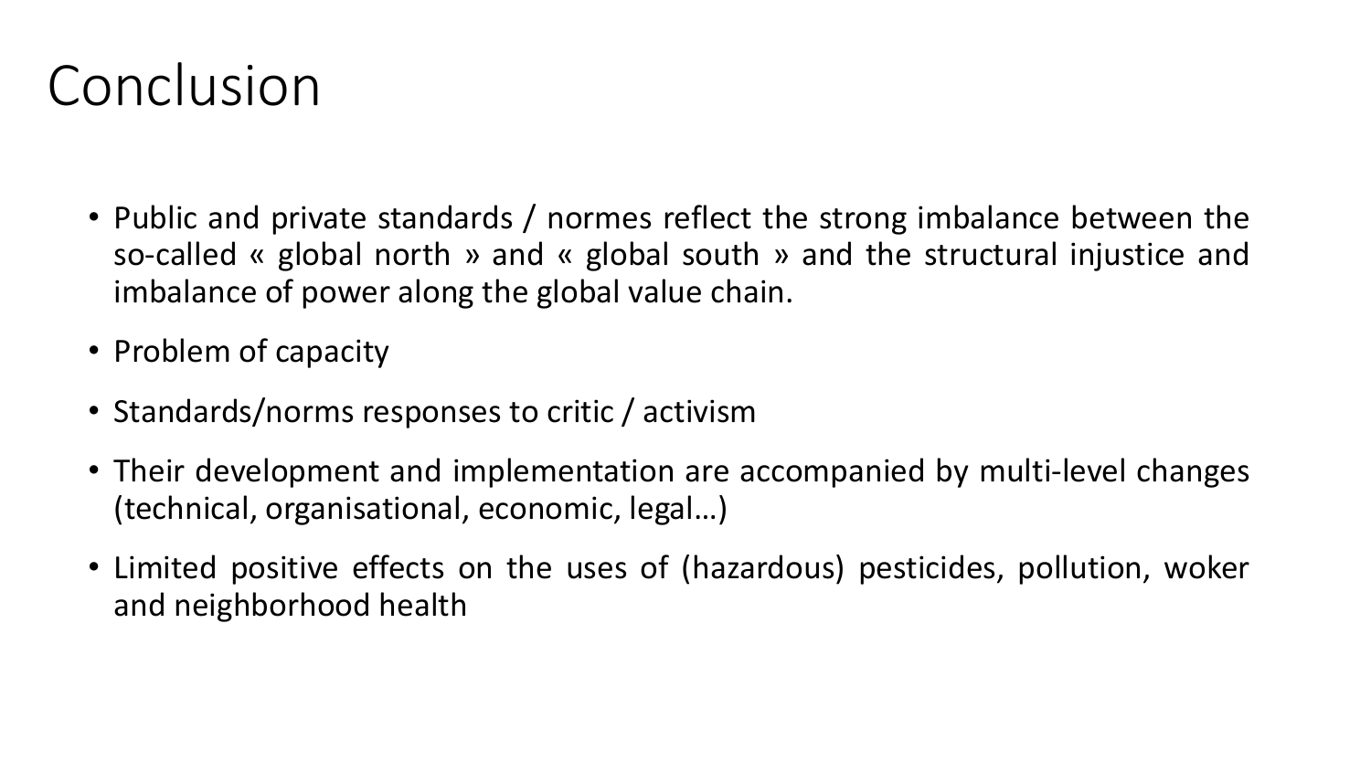# Conclusion

- Public and private standards / normes reflect the strong imbalance between the so-called « global north » and « global south » and the structural injustice and imbalance of power along the global value chain.
- Problem of capacity
- Standards/norms responses to critic / activism
- Their development and implementation are accompanied by multi-level changes (technical, organisational, economic, legal…)
- Limited positive effects on the uses of (hazardous) pesticides, pollution, woker and neighborhood health